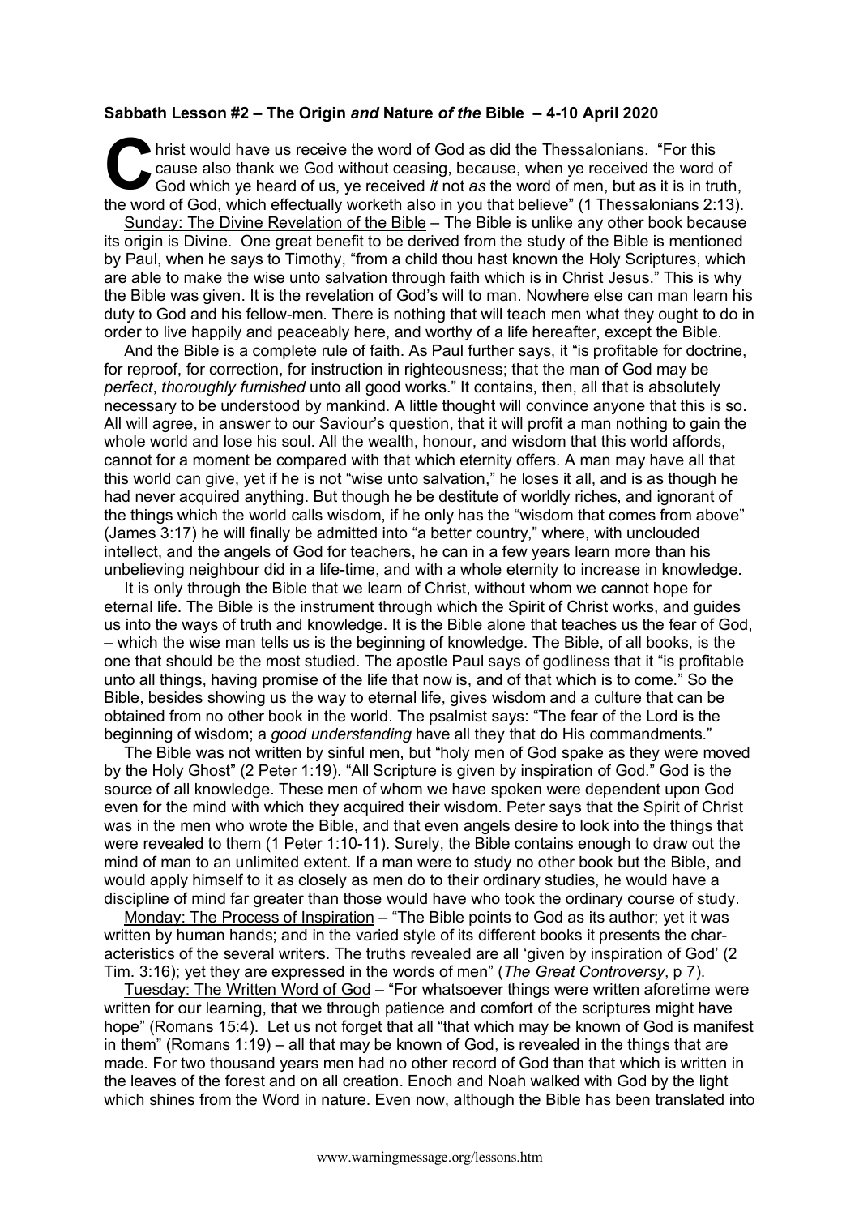**Sabbath Lesson #2 – The Origin *and* Nature *of the* Bible – 4-10 April 2020**

Christ would have us receive the word of God as did the Thessalonians. "For this cause also thank we God without ceasing, because, when ye received the word of God which ye heard of us, ye received *it* not *as* the word of men, but as it is in truth, the word of God, which effectually worketh also in you that believe" (1 Thessalonians 2:13).

Sunday: The Divine Revelation of the Bible – The Bible is unlike any other book because its origin is Divine. One great benefit to be derived from the study of the Bible is mentioned by Paul, when he says to Timothy, "from a child thou hast known the Holy Scriptures, which are able to make the wise unto salvation through faith which is in Christ Jesus." This is why the Bible was given. It is the revelation of God's will to man. Nowhere else can man learn his duty to God and his fellow-men. There is nothing that will teach men what they ought to do in order to live happily and peaceably here, and worthy of a life hereafter, except the Bible.

And the Bible is a complete rule of faith. As Paul further says, it "is profitable for doctrine, for reproof, for correction, for instruction in righteousness; that the man of God may be *perfect*, *thoroughly furnished* unto all good works." It contains, then, all that is absolutely necessary to be understood by mankind. A little thought will convince anyone that this is so. All will agree, in answer to our Saviour's question, that it will profit a man nothing to gain the whole world and lose his soul. All the wealth, honour, and wisdom that this world affords, cannot for a moment be compared with that which eternity offers. A man may have all that this world can give, yet if he is not "wise unto salvation," he loses it all, and is as though he had never acquired anything. But though he be destitute of worldly riches, and ignorant of the things which the world calls wisdom, if he only has the "wisdom that comes from above" (James 3:17) he will finally be admitted into "a better country," where, with unclouded intellect, and the angels of God for teachers, he can in a few years learn more than his unbelieving neighbour did in a life-time, and with a whole eternity to increase in knowledge.

It is only through the Bible that we learn of Christ, without whom we cannot hope for eternal life. The Bible is the instrument through which the Spirit of Christ works, and guides us into the ways of truth and knowledge. It is the Bible alone that teaches us the fear of God, – which the wise man tells us is the beginning of knowledge. The Bible, of all books, is the one that should be the most studied. The apostle Paul says of godliness that it "is profitable unto all things, having promise of the life that now is, and of that which is to come." So the Bible, besides showing us the way to eternal life, gives wisdom and a culture that can be obtained from no other book in the world. The psalmist says: "The fear of the Lord is the beginning of wisdom; a *good understanding* have all they that do His commandments."

The Bible was not written by sinful men, but "holy men of God spake as they were moved by the Holy Ghost" (2 Peter 1:19). "All Scripture is given by inspiration of God." God is the source of all knowledge. These men of whom we have spoken were dependent upon God even for the mind with which they acquired their wisdom. Peter says that the Spirit of Christ was in the men who wrote the Bible, and that even angels desire to look into the things that were revealed to them (1 Peter 1:10-11). Surely, the Bible contains enough to draw out the mind of man to an unlimited extent. If a man were to study no other book but the Bible, and would apply himself to it as closely as men do to their ordinary studies, he would have a discipline of mind far greater than those would have who took the ordinary course of study.

Monday: The Process of Inspiration – "The Bible points to God as its author; yet it was written by human hands; and in the varied style of its different books it presents the characteristics of the several writers. The truths revealed are all 'given by inspiration of God' (2 Tim. 3:16); yet they are expressed in the words of men" (*The Great Controversy*, p 7).

Tuesday: The Written Word of God – "For whatsoever things were written aforetime were written for our learning, that we through patience and comfort of the scriptures might have hope" (Romans 15:4). Let us not forget that all "that which may be known of God is manifest in them" (Romans 1:19) – all that may be known of God, is revealed in the things that are made. For two thousand years men had no other record of God than that which is written in the leaves of the forest and on all creation. Enoch and Noah walked with God by the light which shines from the Word in nature. Even now, although the Bible has been translated into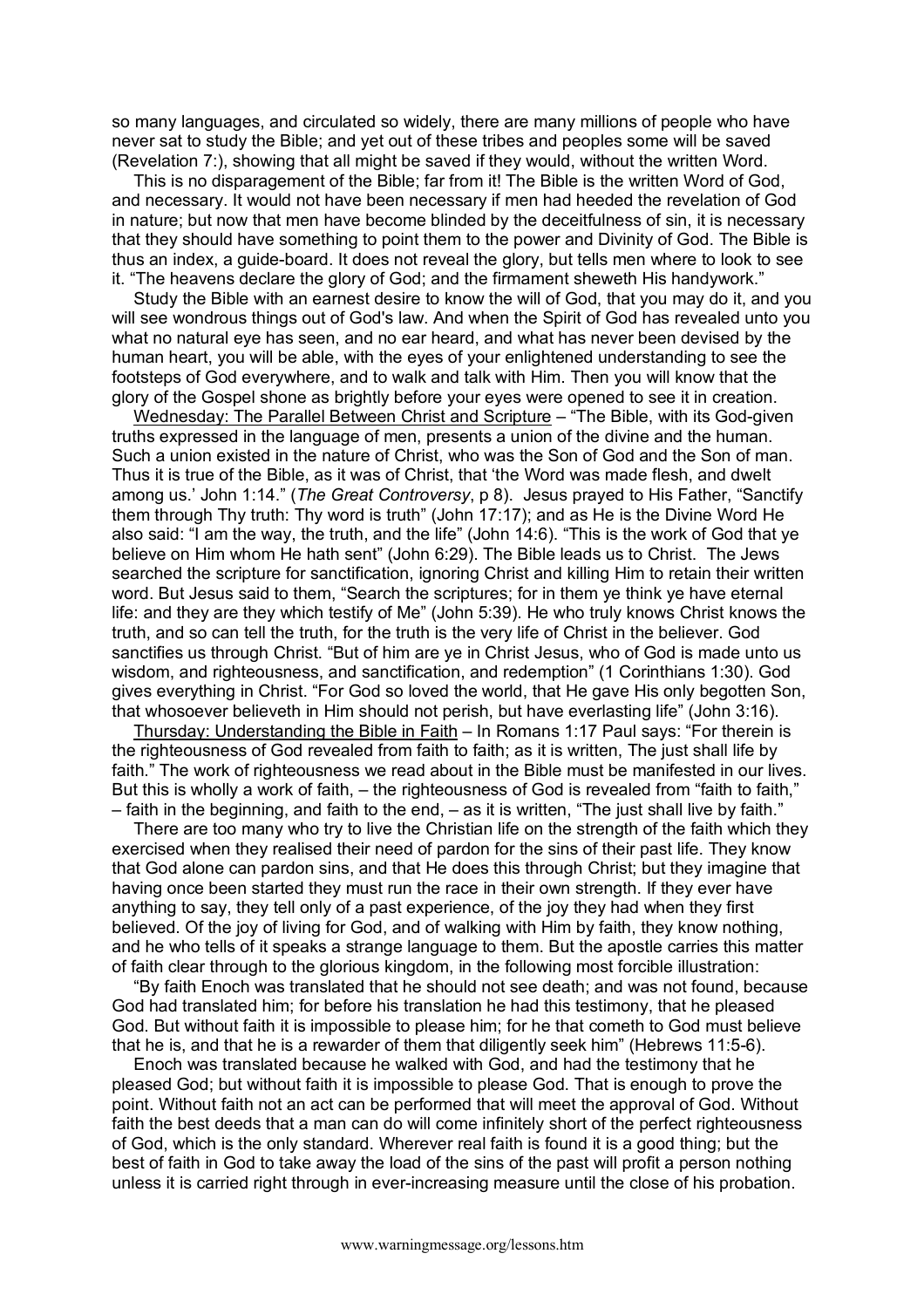so many languages, and circulated so widely, there are many millions of people who have never sat to study the Bible; and yet out of these tribes and peoples some will be saved (Revelation 7:), showing that all might be saved if they would, without the written Word.

This is no disparagement of the Bible; far from it! The Bible is the written Word of God, and necessary. It would not have been necessary if men had heeded the revelation of God in nature; but now that men have become blinded by the deceitfulness of sin, it is necessary that they should have something to point them to the power and Divinity of God. The Bible is thus an index, a guide-board. It does not reveal the glory, but tells men where to look to see it. "The heavens declare the glory of God; and the firmament sheweth His handywork."

Study the Bible with an earnest desire to know the will of God, that you may do it, and you will see wondrous things out of God's law. And when the Spirit of God has revealed unto you what no natural eye has seen, and no ear heard, and what has never been devised by the human heart, you will be able, with the eyes of your enlightened understanding to see the footsteps of God everywhere, and to walk and talk with Him. Then you will know that the glory of the Gospel shone as brightly before your eyes were opened to see it in creation.

Wednesday: The Parallel Between Christ and Scripture – "The Bible, with its God-given truths expressed in the language of men, presents a union of the divine and the human. Such a union existed in the nature of Christ, who was the Son of God and the Son of man. Thus it is true of the Bible, as it was of Christ, that 'the Word was made flesh, and dwelt among us.' John 1:14." (*The Great Controversy*, p 8). Jesus prayed to His Father, "Sanctify them through Thy truth: Thy word is truth" (John 17:17); and as He is the Divine Word He also said: "I am the way, the truth, and the life" (John 14:6). "This is the work of God that ye believe on Him whom He hath sent" (John 6:29). The Bible leads us to Christ. The Jews searched the scripture for sanctification, ignoring Christ and killing Him to retain their written word. But Jesus said to them, "Search the scriptures; for in them ye think ye have eternal life: and they are they which testify of Me" (John 5:39). He who truly knows Christ knows the truth, and so can tell the truth, for the truth is the very life of Christ in the believer. God sanctifies us through Christ. "But of him are ye in Christ Jesus, who of God is made unto us wisdom, and righteousness, and sanctification, and redemption" (1 Corinthians 1:30). God gives everything in Christ. "For God so loved the world, that He gave His only begotten Son, that whosoever believeth in Him should not perish, but have everlasting life" (John 3:16).

Thursday: Understanding the Bible in Faith – In Romans 1:17 Paul says: "For therein is the righteousness of God revealed from faith to faith; as it is written, The just shall life by faith." The work of righteousness we read about in the Bible must be manifested in our lives. But this is wholly a work of faith, – the righteousness of God is revealed from "faith to faith," – faith in the beginning, and faith to the end, – as it is written, "The just shall live by faith."

There are too many who try to live the Christian life on the strength of the faith which they exercised when they realised their need of pardon for the sins of their past life. They know that God alone can pardon sins, and that He does this through Christ; but they imagine that having once been started they must run the race in their own strength. If they ever have anything to say, they tell only of a past experience, of the joy they had when they first believed. Of the joy of living for God, and of walking with Him by faith, they know nothing, and he who tells of it speaks a strange language to them. But the apostle carries this matter of faith clear through to the glorious kingdom, in the following most forcible illustration:

"By faith Enoch was translated that he should not see death; and was not found, because God had translated him; for before his translation he had this testimony, that he pleased God. But without faith it is impossible to please him; for he that cometh to God must believe that he is, and that he is a rewarder of them that diligently seek him" (Hebrews 11:5-6).

Enoch was translated because he walked with God, and had the testimony that he pleased God; but without faith it is impossible to please God. That is enough to prove the point. Without faith not an act can be performed that will meet the approval of God. Without faith the best deeds that a man can do will come infinitely short of the perfect righteousness of God, which is the only standard. Wherever real faith is found it is a good thing; but the best of faith in God to take away the load of the sins of the past will profit a person nothing unless it is carried right through in ever-increasing measure until the close of his probation.